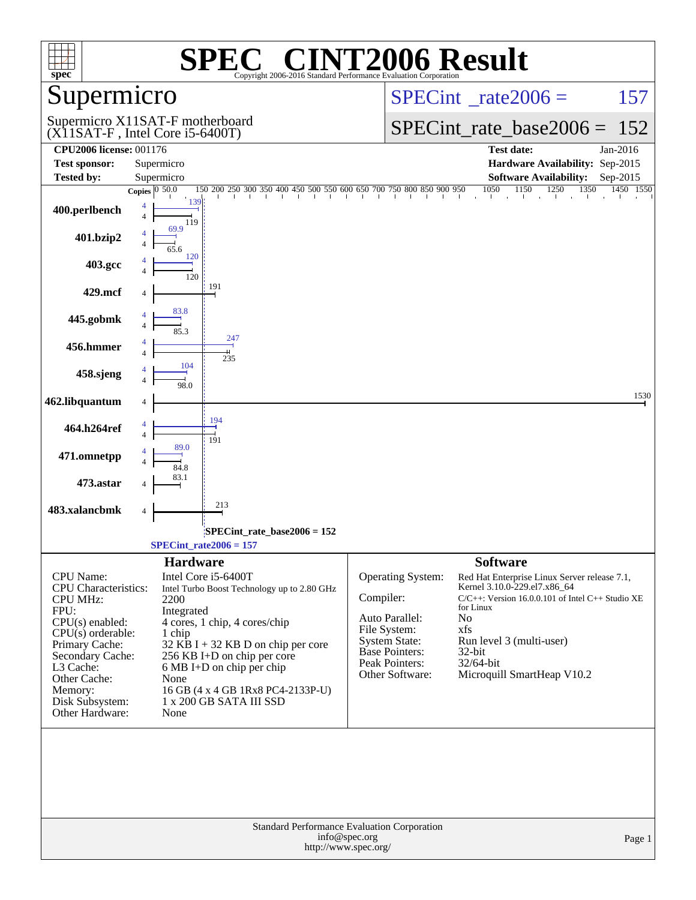# SPEC CINT2006 Result

Copyright 2006-2016 Standard Performance Evaluation Corporation

## Supermicro

Supermicro X11SAT-F motherboard
(X11SAT-F , Intel Core i5-6400T)

SPECint_rate2006 = 157

SPECint_rate_base2006 = 152

| | | | |
|---|---|---|---|
| **CPU2006 license:** 001176 | | **Test date:** | Jan-2016 |
| **Test sponsor:** | Supermicro | **Hardware Availability:** | Sep-2015 |
| **Tested by:** | Supermicro | **Software Availability:** | Sep-2015 |

| Benchmark | Copies (peak) | Peak | Copies (base) | Base |
|---|---|---|---|---|
| 400.perlbench | 4 | 139 | 4 | 119 |
| 401.bzip2 | 4 | 69.9 | 4 | 65.6 |
| 403.gcc | 4 | 120 | 4 | 120 |
| 429.mcf | | | 4 | 191 |
| 445.gobmk | 4 | 83.8 | 4 | 85.3 |
| 456.hmmer | 4 | 247 | 4 | 235 |
| 458.sjeng | 4 | 104 | 4 | 98.0 |
| 462.libquantum | | | 4 | 1530 |
| 464.h264ref | 4 | 194 | 4 | 191 |
| 471.omnetpp | 4 | 89.0 | 4 | 84.8 |
| 473.astar | | | 4 | 83.1 |
| 483.xalancbmk | | | 4 | 213 |

SPECint_rate_base2006 = 152

SPECint_rate2006 = 157

### Hardware

| | |
|---|---|
| CPU Name: | Intel Core i5-6400T |
| CPU Characteristics: | Intel Turbo Boost Technology up to 2.80 GHz |
| CPU MHz: | 2200 |
| FPU: | Integrated |
| CPU(s) enabled: | 4 cores, 1 chip, 4 cores/chip |
| CPU(s) orderable: | 1 chip |
| Primary Cache: | 32 KB I + 32 KB D on chip per core |
| Secondary Cache: | 256 KB I+D on chip per core |
| L3 Cache: | 6 MB I+D on chip per chip |
| Other Cache: | None |
| Memory: | 16 GB (4 x 4 GB 1Rx8 PC4-2133P-U) |
| Disk Subsystem: | 1 x 200 GB SATA III SSD |
| Other Hardware: | None |

### Software

| | |
|---|---|
| Operating System: | Red Hat Enterprise Linux Server release 7.1, Kernel 3.10.0-229.el7.x86_64 |
| Compiler: | C/C++: Version 16.0.0.101 of Intel C++ Studio XE for Linux |
| Auto Parallel: | No |
| File System: | xfs |
| System State: | Run level 3 (multi-user) |
| Base Pointers: | 32-bit |
| Peak Pointers: | 32/64-bit |
| Other Software: | Microquill SmartHeap V10.2 |

Standard Performance Evaluation Corporation
info@spec.org
http://www.spec.org/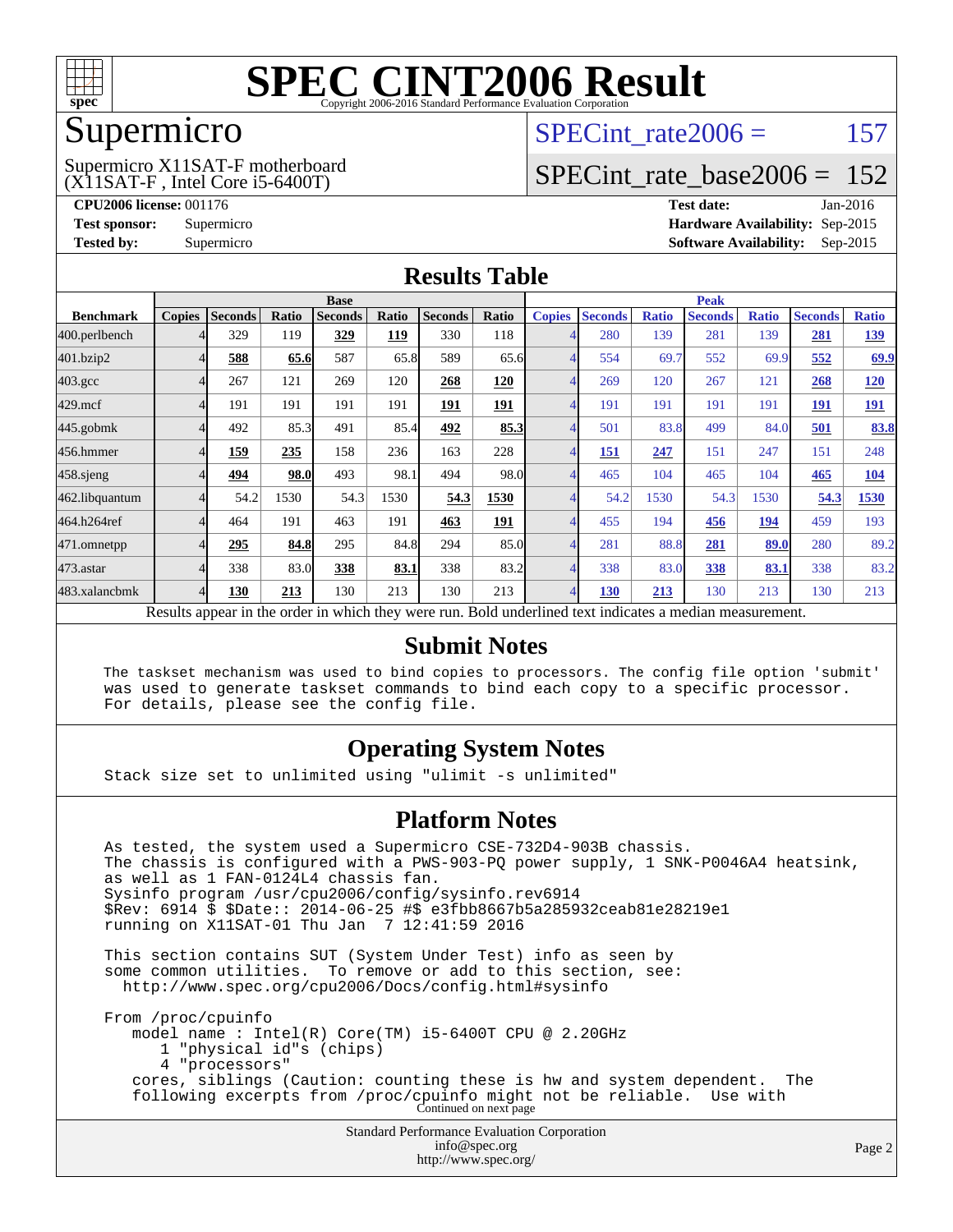# SPEC CINT2006 Result

Copyright 2006-2016 Standard Performance Evaluation Corporation

## Supermicro

Supermicro X11SAT-F motherboard
(X11SAT-F , Intel Core i5-6400T)

SPECint_rate2006 = 157

SPECint_rate_base2006 = 152

**CPU2006 license:** 001176
**Test sponsor:** Supermicro
**Tested by:** Supermicro

**Test date:** Jan-2016
**Hardware Availability:** Sep-2015
**Software Availability:** Sep-2015

## Results Table

| | Base | | | | | | | Peak | | | | | | |
|---|---|---|---|---|---|---|---|---|---|---|---|---|---|---|
| **Benchmark** | **Copies** | **Seconds** | **Ratio** | **Seconds** | **Ratio** | **Seconds** | **Ratio** | **Copies** | **Seconds** | **Ratio** | **Seconds** | **Ratio** | **Seconds** | **Ratio** |
| 400.perlbench | 4 | 329 | 119 | **329** | **119** | 330 | 118 | 4 | 280 | 139 | 281 | 139 | **281** | **139** |
| 401.bzip2 | 4 | **588** | **65.6** | 587 | 65.8 | 589 | 65.6 | 4 | 554 | 69.7 | 552 | 69.9 | **552** | **69.9** |
| 403.gcc | 4 | 267 | 121 | 269 | 120 | **268** | **120** | 4 | 269 | 120 | 267 | 121 | **268** | **120** |
| 429.mcf | 4 | 191 | 191 | 191 | 191 | **191** | **191** | 4 | 191 | 191 | 191 | 191 | **191** | **191** |
| 445.gobmk | 4 | 492 | 85.3 | 491 | 85.4 | **492** | **85.3** | 4 | 501 | 83.8 | 499 | 84.0 | **501** | **83.8** |
| 456.hmmer | 4 | **159** | **235** | 158 | 236 | 163 | 228 | 4 | **151** | **247** | 151 | 247 | 151 | 248 |
| 458.sjeng | 4 | **494** | **98.0** | 493 | 98.1 | 494 | 98.0 | 4 | 465 | 104 | 465 | 104 | **465** | **104** |
| 462.libquantum | 4 | 54.2 | 1530 | 54.3 | 1530 | **54.3** | **1530** | 4 | 54.2 | 1530 | 54.3 | 1530 | **54.3** | **1530** |
| 464.h264ref | 4 | 464 | 191 | 463 | 191 | **463** | **191** | 4 | 455 | 194 | **456** | **194** | 459 | 193 |
| 471.omnetpp | 4 | **295** | **84.8** | 295 | 84.8 | 294 | 85.0 | 4 | 281 | 88.8 | **281** | **89.0** | 280 | 89.2 |
| 473.astar | 4 | 338 | 83.0 | **338** | **83.1** | 338 | 83.2 | 4 | 338 | 83.0 | **338** | **83.1** | 338 | 83.2 |
| 483.xalancbmk | 4 | **130** | **213** | 130 | 213 | 130 | 213 | 4 | **130** | **213** | 130 | 213 | 130 | 213 |

Results appear in the order in which they were run. Bold underlined text indicates a median measurement.

## Submit Notes

```
The taskset mechanism was used to bind copies to processors. The config file option 'submit'
was used to generate taskset commands to bind each copy to a specific processor.
For details, please see the config file.
```

## Operating System Notes

```
Stack size set to unlimited using "ulimit -s unlimited"
```

## Platform Notes

```
As tested, the system used a Supermicro CSE-732D4-903B chassis.
The chassis is configured with a PWS-903-PQ power supply, 1 SNK-P0046A4 heatsink,
as well as 1 FAN-0124L4 chassis fan.
Sysinfo program /usr/cpu2006/config/sysinfo.rev6914
$Rev: 6914 $ $Date:: 2014-06-25 #$ e3fbb8667b5a285932ceab81e28219e1
running on X11SAT-01 Thu Jan  7 12:41:59 2016

This section contains SUT (System Under Test) info as seen by
some common utilities.  To remove or add to this section, see:
  http://www.spec.org/cpu2006/Docs/config.html#sysinfo

From /proc/cpuinfo
   model name : Intel(R) Core(TM) i5-6400T CPU @ 2.20GHz
      1 "physical id"s (chips)
      4 "processors"
   cores, siblings (Caution: counting these is hw and system dependent.  The
   following excerpts from /proc/cpuinfo might not be reliable.  Use with
```

Continued on next page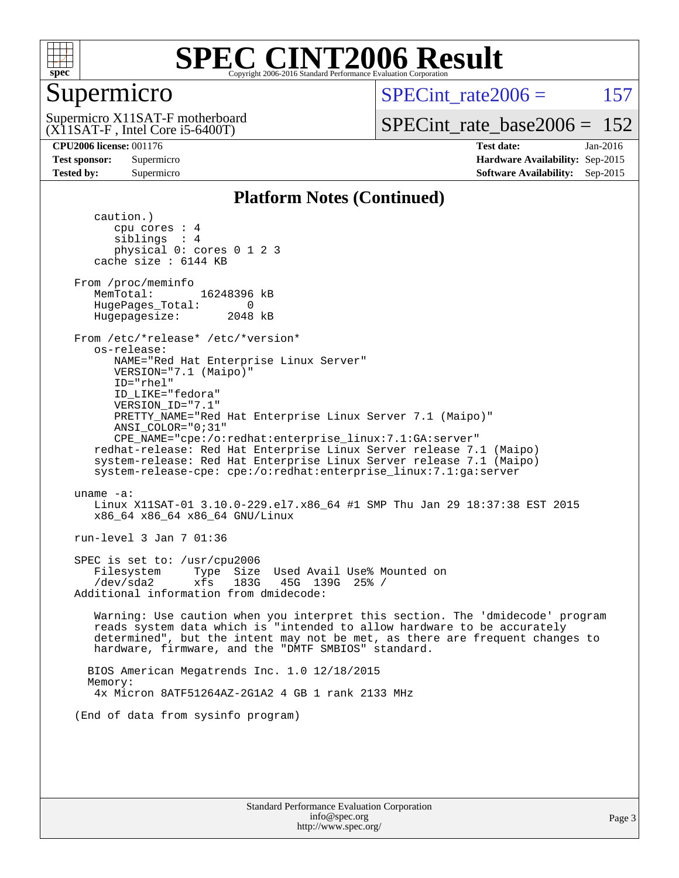# SPEC CINT2006 Result

## Supermicro

Supermicro X11SAT-F motherboard
(X11SAT-F , Intel Core i5-6400T)

SPECint_rate2006 = 157

SPECint_rate_base2006 = 152

| | | | |
|---|---|---|---|
| **CPU2006 license:** 001176 | | **Test date:** | Jan-2016 |
| **Test sponsor:** | Supermicro | **Hardware Availability:** | Sep-2015 |
| **Tested by:** | Supermicro | **Software Availability:** | Sep-2015 |

### Platform Notes (Continued)

```
      caution.)
         cpu cores : 4
         siblings  : 4
         physical 0: cores 0 1 2 3
      cache size : 6144 KB

   From /proc/meminfo
      MemTotal:       16248396 kB
      HugePages_Total:       0
      Hugepagesize:       2048 kB

   From /etc/*release* /etc/*version*
      os-release:
         NAME="Red Hat Enterprise Linux Server"
         VERSION="7.1 (Maipo)"
         ID="rhel"
         ID_LIKE="fedora"
         VERSION_ID="7.1"
         PRETTY_NAME="Red Hat Enterprise Linux Server 7.1 (Maipo)"
         ANSI_COLOR="0;31"
         CPE_NAME="cpe:/o:redhat:enterprise_linux:7.1:GA:server"
      redhat-release: Red Hat Enterprise Linux Server release 7.1 (Maipo)
      system-release: Red Hat Enterprise Linux Server release 7.1 (Maipo)
      system-release-cpe: cpe:/o:redhat:enterprise_linux:7.1:ga:server

   uname -a:
      Linux X11SAT-01 3.10.0-229.el7.x86_64 #1 SMP Thu Jan 29 18:37:38 EST 2015
      x86_64 x86_64 x86_64 GNU/Linux

   run-level 3 Jan 7 01:36

   SPEC is set to: /usr/cpu2006
      Filesystem     Type  Size  Used Avail Use% Mounted on
      /dev/sda2      xfs   183G   45G  139G  25% /
   Additional information from dmidecode:

      Warning: Use caution when you interpret this section. The 'dmidecode' program
      reads system data which is "intended to allow hardware to be accurately
      determined", but the intent may not be met, as there are frequent changes to
      hardware, firmware, and the "DMTF SMBIOS" standard.

     BIOS American Megatrends Inc. 1.0 12/18/2015
     Memory:
      4x Micron 8ATF51264AZ-2G1A2 4 GB 1 rank 2133 MHz

   (End of data from sysinfo program)
```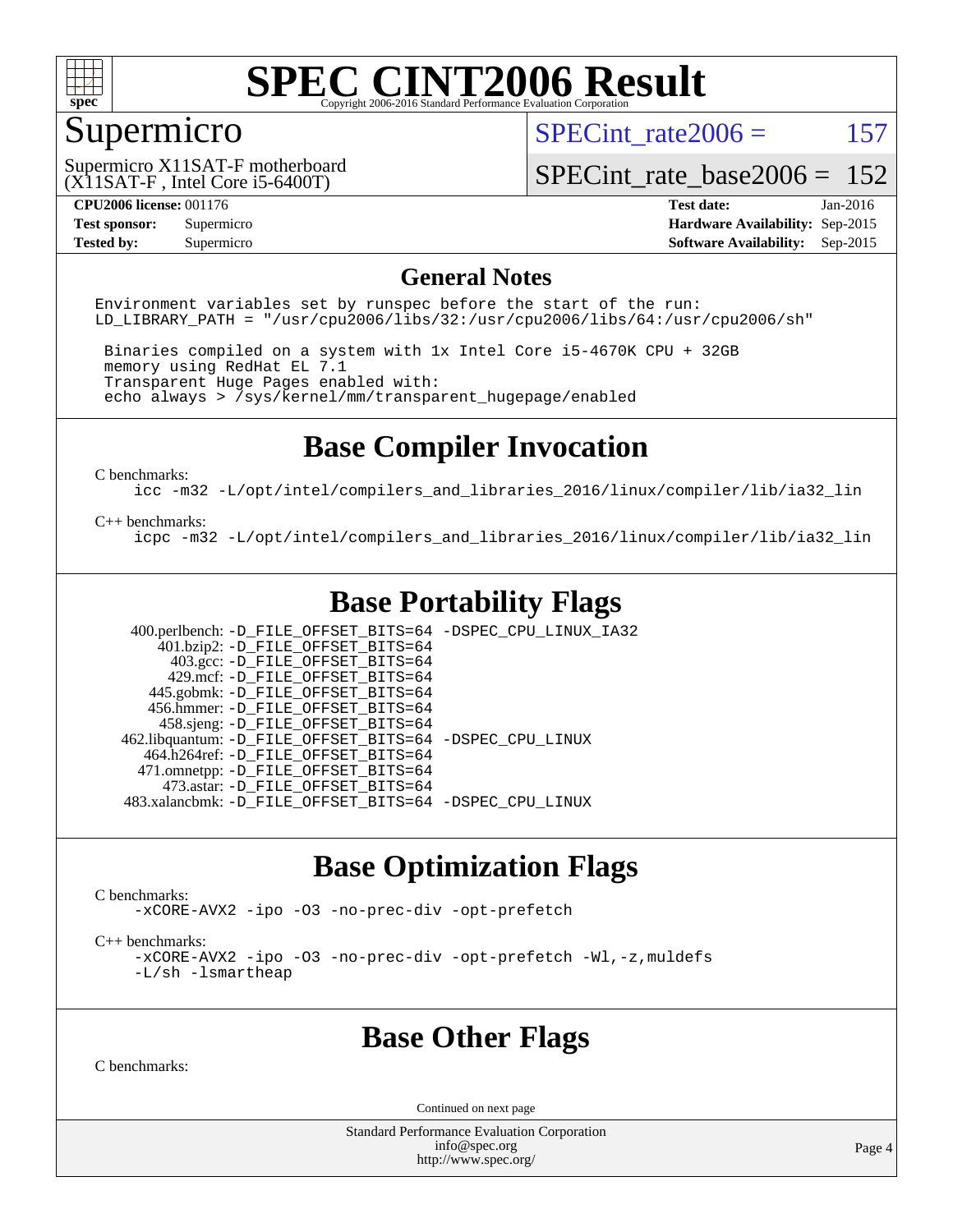# SPEC CINT2006 Result

## Supermicro

Supermicro X11SAT-F motherboard
(X11SAT-F , Intel Core i5-6400T)

SPECint_rate2006 = 157

SPECint_rate_base2006 = 152

**CPU2006 license:** 001176
**Test sponsor:** Supermicro
**Tested by:** Supermicro

**Test date:** Jan-2016
**Hardware Availability:** Sep-2015
**Software Availability:** Sep-2015

## General Notes

```
Environment variables set by runspec before the start of the run:
LD_LIBRARY_PATH = "/usr/cpu2006/libs/32:/usr/cpu2006/libs/64:/usr/cpu2006/sh"

 Binaries compiled on a system with 1x Intel Core i5-4670K CPU + 32GB
 memory using RedHat EL 7.1
 Transparent Huge Pages enabled with:
 echo always > /sys/kernel/mm/transparent_hugepage/enabled
```

## Base Compiler Invocation

C benchmarks:

```
icc -m32 -L/opt/intel/compilers_and_libraries_2016/linux/compiler/lib/ia32_lin
```

C++ benchmarks:

```
icpc -m32 -L/opt/intel/compilers_and_libraries_2016/linux/compiler/lib/ia32_lin
```

## Base Portability Flags

```
   400.perlbench: -D_FILE_OFFSET_BITS=64 -DSPEC_CPU_LINUX_IA32
       401.bzip2: -D_FILE_OFFSET_BITS=64
         403.gcc: -D_FILE_OFFSET_BITS=64
         429.mcf: -D_FILE_OFFSET_BITS=64
       445.gobmk: -D_FILE_OFFSET_BITS=64
      456.hmmer: -D_FILE_OFFSET_BITS=64
       458.sjeng: -D_FILE_OFFSET_BITS=64
 462.libquantum: -D_FILE_OFFSET_BITS=64 -DSPEC_CPU_LINUX
     464.h264ref: -D_FILE_OFFSET_BITS=64
     471.omnetpp: -D_FILE_OFFSET_BITS=64
       473.astar: -D_FILE_OFFSET_BITS=64
  483.xalancbmk: -D_FILE_OFFSET_BITS=64 -DSPEC_CPU_LINUX
```

## Base Optimization Flags

C benchmarks:

```
-xCORE-AVX2 -ipo -O3 -no-prec-div -opt-prefetch
```

C++ benchmarks:

```
-xCORE-AVX2 -ipo -O3 -no-prec-div -opt-prefetch -Wl,-z,muldefs
-L/sh -lsmartheap
```

## Base Other Flags

C benchmarks:

Continued on next page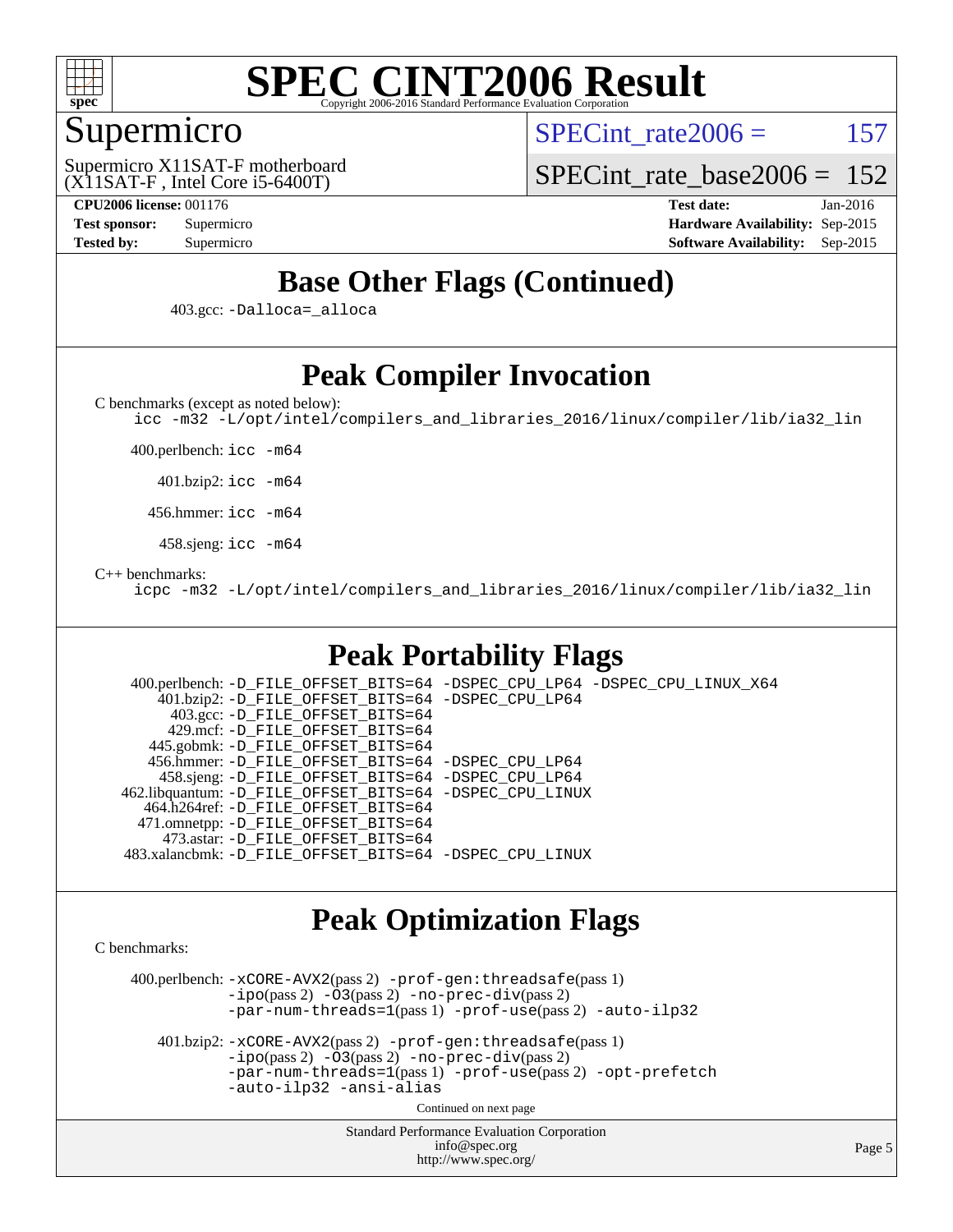# SPEC CINT2006 Result

## Supermicro

Supermicro X11SAT-F motherboard
(X11SAT-F , Intel Core i5-6400T)

SPECint_rate2006 = 157

SPECint_rate_base2006 = 152

**CPU2006 license:** 001176
**Test sponsor:** Supermicro
**Tested by:** Supermicro

**Test date:** Jan-2016
**Hardware Availability:** Sep-2015
**Software Availability:** Sep-2015

## Base Other Flags (Continued)

403.gcc: -Dalloca=_alloca

## Peak Compiler Invocation

C benchmarks (except as noted below):
icc -m32 -L/opt/intel/compilers_and_libraries_2016/linux/compiler/lib/ia32_lin

400.perlbench: icc -m64

401.bzip2: icc -m64

456.hmmer: icc -m64

458.sjeng: icc -m64

C++ benchmarks:
icpc -m32 -L/opt/intel/compilers_and_libraries_2016/linux/compiler/lib/ia32_lin

## Peak Portability Flags

400.perlbench: -D_FILE_OFFSET_BITS=64 -DSPEC_CPU_LP64 -DSPEC_CPU_LINUX_X64
401.bzip2: -D_FILE_OFFSET_BITS=64 -DSPEC_CPU_LP64
403.gcc: -D_FILE_OFFSET_BITS=64
429.mcf: -D_FILE_OFFSET_BITS=64
445.gobmk: -D_FILE_OFFSET_BITS=64
456.hmmer: -D_FILE_OFFSET_BITS=64 -DSPEC_CPU_LP64
458.sjeng: -D_FILE_OFFSET_BITS=64 -DSPEC_CPU_LP64
462.libquantum: -D_FILE_OFFSET_BITS=64 -DSPEC_CPU_LINUX
464.h264ref: -D_FILE_OFFSET_BITS=64
471.omnetpp: -D_FILE_OFFSET_BITS=64
473.astar: -D_FILE_OFFSET_BITS=64
483.xalancbmk: -D_FILE_OFFSET_BITS=64 -DSPEC_CPU_LINUX

## Peak Optimization Flags

C benchmarks:

400.perlbench: -xCORE-AVX2(pass 2) -prof-gen:threadsafe(pass 1) -ipo(pass 2) -O3(pass 2) -no-prec-div(pass 2) -par-num-threads=1(pass 1) -prof-use(pass 2) -auto-ilp32

401.bzip2: -xCORE-AVX2(pass 2) -prof-gen:threadsafe(pass 1) -ipo(pass 2) -O3(pass 2) -no-prec-div(pass 2) -par-num-threads=1(pass 1) -prof-use(pass 2) -opt-prefetch -auto-ilp32 -ansi-alias

Continued on next page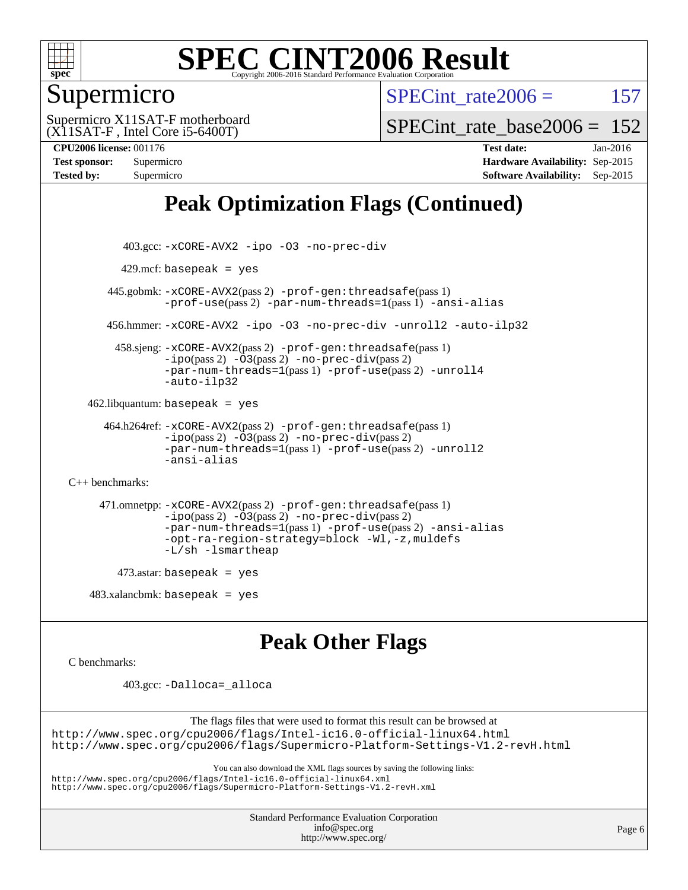# Peak Optimization Flags (Continued)

403.gcc: -xCORE-AVX2 -ipo -O3 -no-prec-div

429.mcf: basepeak = yes

445.gobmk: -xCORE-AVX2(pass 2) -prof-gen:threadsafe(pass 1) -prof-use(pass 2) -par-num-threads=1(pass 1) -ansi-alias

456.hmmer: -xCORE-AVX2 -ipo -O3 -no-prec-div -unroll2 -auto-ilp32

458.sjeng: -xCORE-AVX2(pass 2) -prof-gen:threadsafe(pass 1) -ipo(pass 2) -O3(pass 2) -no-prec-div(pass 2) -par-num-threads=1(pass 1) -prof-use(pass 2) -unroll4 -auto-ilp32

462.libquantum: basepeak = yes

464.h264ref: -xCORE-AVX2(pass 2) -prof-gen:threadsafe(pass 1) -ipo(pass 2) -O3(pass 2) -no-prec-div(pass 2) -par-num-threads=1(pass 1) -prof-use(pass 2) -unroll2 -ansi-alias

C++ benchmarks:

471.omnetpp: -xCORE-AVX2(pass 2) -prof-gen:threadsafe(pass 1) -ipo(pass 2) -O3(pass 2) -no-prec-div(pass 2) -par-num-threads=1(pass 1) -prof-use(pass 2) -ansi-alias -opt-ra-region-strategy=block -Wl,-z,muldefs -L/sh -lsmartheap

473.astar: basepeak = yes

483.xalancbmk: basepeak = yes

# Peak Other Flags

C benchmarks:

403.gcc: -Dalloca=_alloca

The flags files that were used to format this result can be browsed at
http://www.spec.org/cpu2006/flags/Intel-ic16.0-official-linux64.html
http://www.spec.org/cpu2006/flags/Supermicro-Platform-Settings-V1.2-revH.html

You can also download the XML flags sources by saving the following links:
http://www.spec.org/cpu2006/flags/Intel-ic16.0-official-linux64.xml
http://www.spec.org/cpu2006/flags/Supermicro-Platform-Settings-V1.2-revH.xml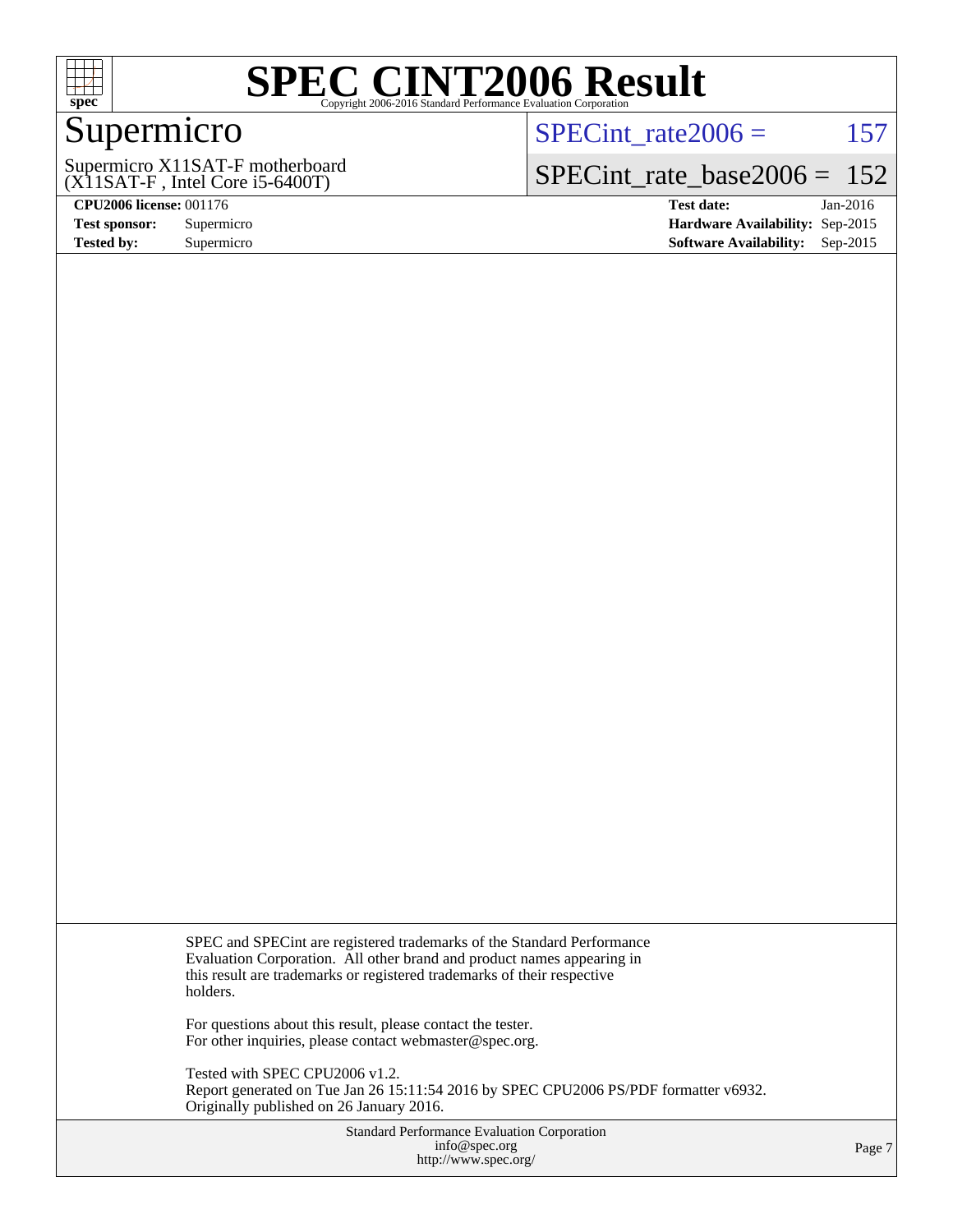SPEC and SPECint are registered trademarks of the Standard Performance Evaluation Corporation. All other brand and product names appearing in this result are trademarks or registered trademarks of their respective holders.

For questions about this result, please contact the tester.
For other inquiries, please contact webmaster@spec.org.

Tested with SPEC CPU2006 v1.2.
Report generated on Tue Jan 26 15:11:54 2016 by SPEC CPU2006 PS/PDF formatter v6932.
Originally published on 26 January 2016.